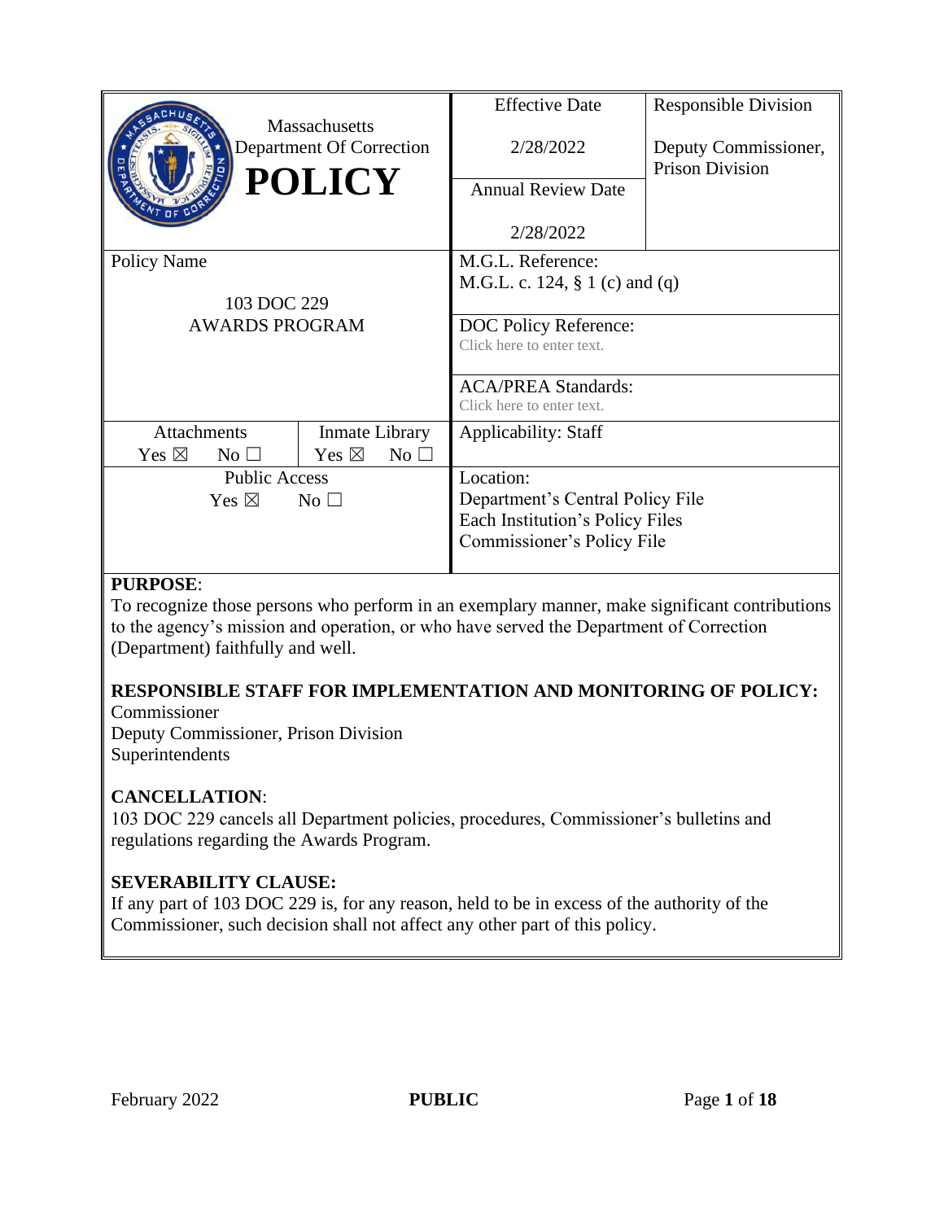| Massachusetts Department Of Correction **POLICY** | Effective Date<br><br>2/28/2022 | Responsible Division<br><br>Deputy Commissioner, Prison Division |
|---|---|---|
| | Annual Review Date<br><br>2/28/2022 | |
| Policy Name<br><br>103 DOC 229<br>AWARDS PROGRAM | M.G.L. Reference:<br>M.G.L. c. 124, § 1 (c) and (q) | |
| | DOC Policy Reference:<br>Click here to enter text. | |
| | ACA/PREA Standards:<br>Click here to enter text. | |
| Attachments: Yes ☒ No ☐ / Inmate Library: Yes ☒ No ☐ | Applicability: Staff | |
| Public Access<br>Yes ☒ No ☐ | Location:<br>Department's Central Policy File<br>Each Institution's Policy Files<br>Commissioner's Policy File | |

**PURPOSE**:
To recognize those persons who perform in an exemplary manner, make significant contributions to the agency's mission and operation, or who have served the Department of Correction (Department) faithfully and well.

**RESPONSIBLE STAFF FOR IMPLEMENTATION AND MONITORING OF POLICY:**
Commissioner
Deputy Commissioner, Prison Division
Superintendents

**CANCELLATION**:
103 DOC 229 cancels all Department policies, procedures, Commissioner's bulletins and regulations regarding the Awards Program.

**SEVERABILITY CLAUSE:**
If any part of 103 DOC 229 is, for any reason, held to be in excess of the authority of the Commissioner, such decision shall not affect any other part of this policy.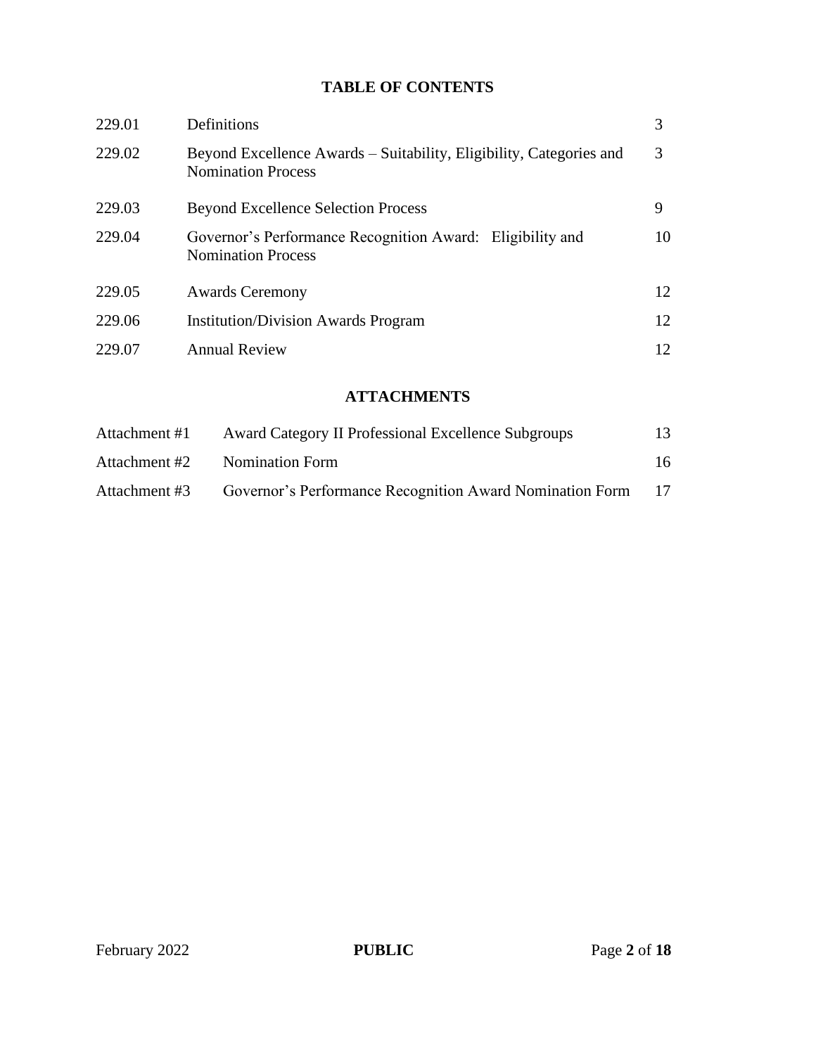## TABLE OF CONTENTS

| | | |
|---|---|---|
| 229.01 | Definitions | 3 |
| 229.02 | Beyond Excellence Awards – Suitability, Eligibility, Categories and Nomination Process | 3 |
| 229.03 | Beyond Excellence Selection Process | 9 |
| 229.04 | Governor's Performance Recognition Award: Eligibility and Nomination Process | 10 |
| 229.05 | Awards Ceremony | 12 |
| 229.06 | Institution/Division Awards Program | 12 |
| 229.07 | Annual Review | 12 |

## ATTACHMENTS

| | | |
|---|---|---|
| Attachment #1 | Award Category II Professional Excellence Subgroups | 13 |
| Attachment #2 | Nomination Form | 16 |
| Attachment #3 | Governor's Performance Recognition Award Nomination Form | 17 |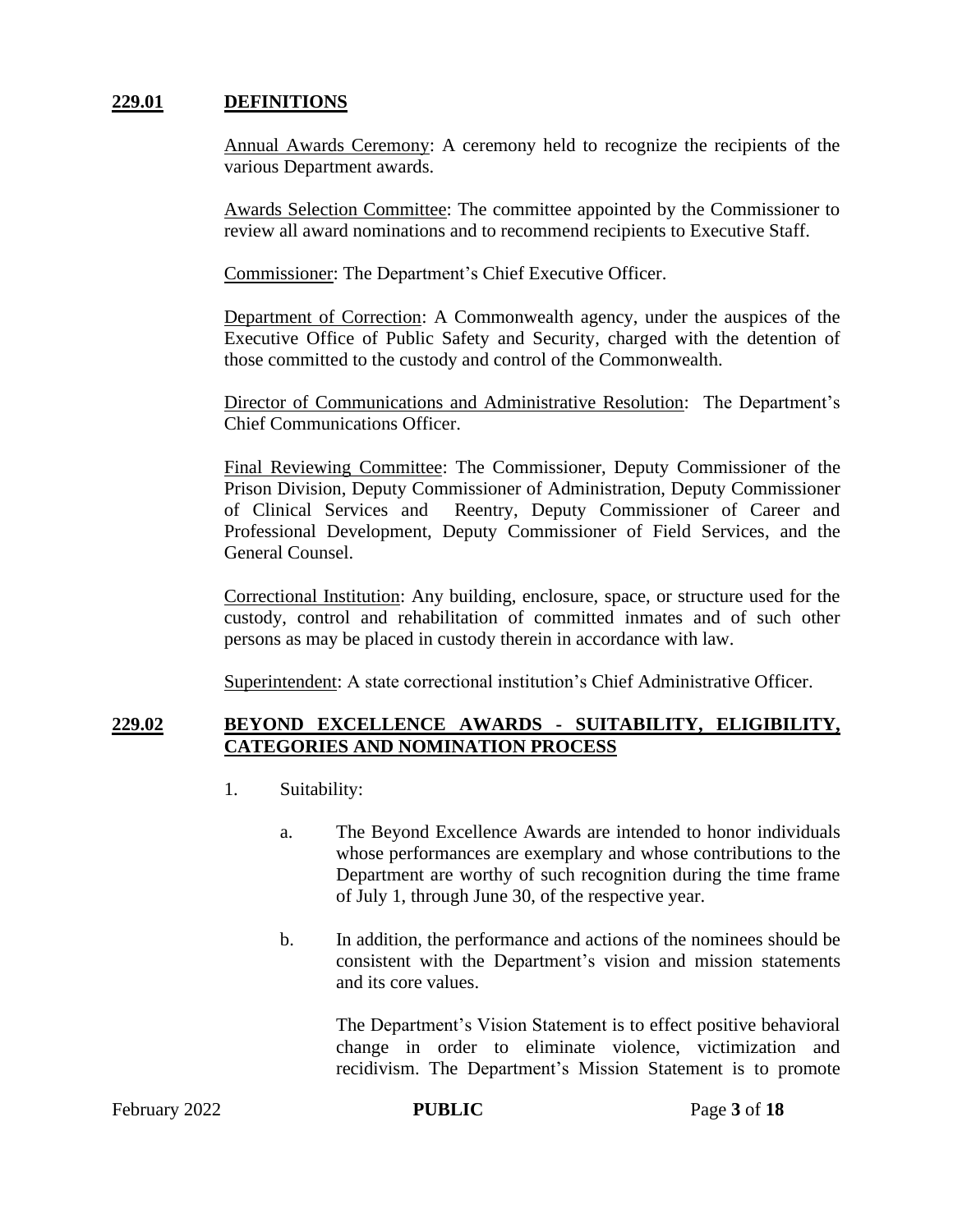## 229.01 DEFINITIONS

Annual Awards Ceremony: A ceremony held to recognize the recipients of the various Department awards.

Awards Selection Committee: The committee appointed by the Commissioner to review all award nominations and to recommend recipients to Executive Staff.

Commissioner: The Department's Chief Executive Officer.

Department of Correction: A Commonwealth agency, under the auspices of the Executive Office of Public Safety and Security, charged with the detention of those committed to the custody and control of the Commonwealth.

Director of Communications and Administrative Resolution: The Department's Chief Communications Officer.

Final Reviewing Committee: The Commissioner, Deputy Commissioner of the Prison Division, Deputy Commissioner of Administration, Deputy Commissioner of Clinical Services and Reentry, Deputy Commissioner of Career and Professional Development, Deputy Commissioner of Field Services, and the General Counsel.

Correctional Institution: Any building, enclosure, space, or structure used for the custody, control and rehabilitation of committed inmates and of such other persons as may be placed in custody therein in accordance with law.

Superintendent: A state correctional institution's Chief Administrative Officer.

## 229.02 BEYOND EXCELLENCE AWARDS - SUITABILITY, ELIGIBILITY, CATEGORIES AND NOMINATION PROCESS

1. Suitability:

   a. The Beyond Excellence Awards are intended to honor individuals whose performances are exemplary and whose contributions to the Department are worthy of such recognition during the time frame of July 1, through June 30, of the respective year.

   b. In addition, the performance and actions of the nominees should be consistent with the Department's vision and mission statements and its core values.

      The Department's Vision Statement is to effect positive behavioral change in order to eliminate violence, victimization and recidivism. The Department's Mission Statement is to promote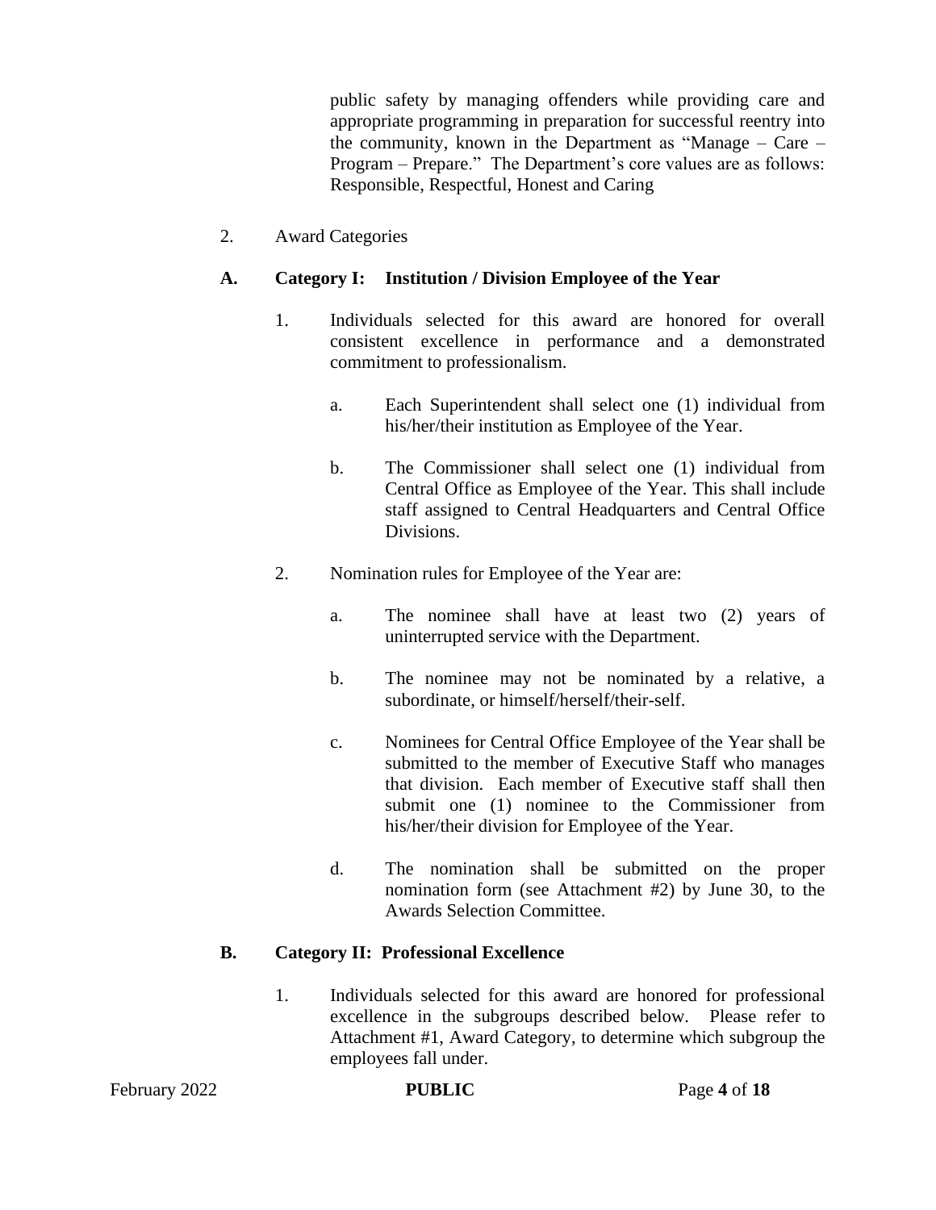public safety by managing offenders while providing care and appropriate programming in preparation for successful reentry into the community, known in the Department as "Manage – Care – Program – Prepare." The Department's core values are as follows: Responsible, Respectful, Honest and Caring

2. Award Categories

**A. Category I: Institution / Division Employee of the Year**

1. Individuals selected for this award are honored for overall consistent excellence in performance and a demonstrated commitment to professionalism.

   a. Each Superintendent shall select one (1) individual from his/her/their institution as Employee of the Year.

   b. The Commissioner shall select one (1) individual from Central Office as Employee of the Year. This shall include staff assigned to Central Headquarters and Central Office Divisions.

2. Nomination rules for Employee of the Year are:

   a. The nominee shall have at least two (2) years of uninterrupted service with the Department.

   b. The nominee may not be nominated by a relative, a subordinate, or himself/herself/their-self.

   c. Nominees for Central Office Employee of the Year shall be submitted to the member of Executive Staff who manages that division. Each member of Executive staff shall then submit one (1) nominee to the Commissioner from his/her/their division for Employee of the Year.

   d. The nomination shall be submitted on the proper nomination form (see Attachment #2) by June 30, to the Awards Selection Committee.

**B. Category II: Professional Excellence**

1. Individuals selected for this award are honored for professional excellence in the subgroups described below. Please refer to Attachment #1, Award Category, to determine which subgroup the employees fall under.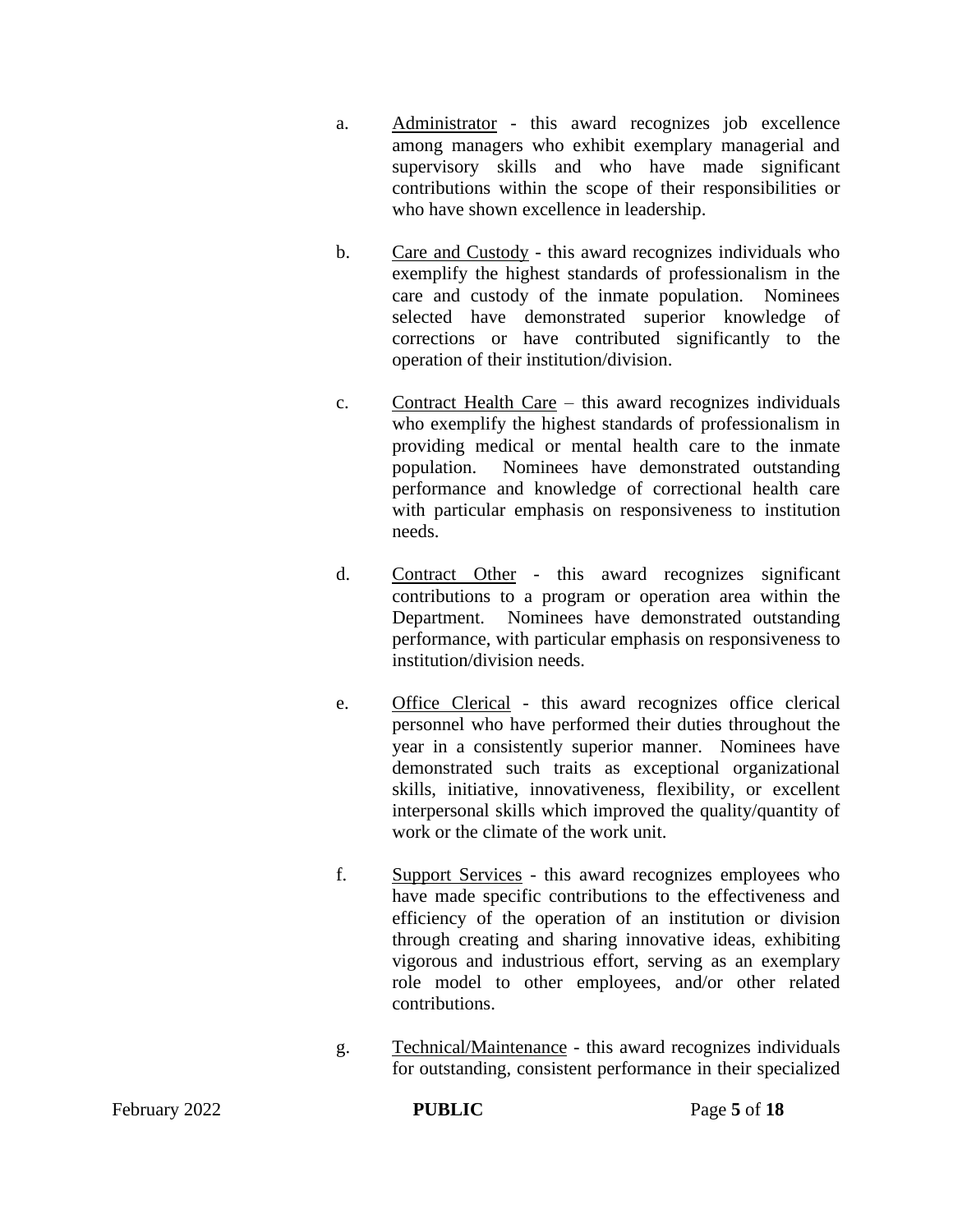a. <u>Administrator</u> - this award recognizes job excellence among managers who exhibit exemplary managerial and supervisory skills and who have made significant contributions within the scope of their responsibilities or who have shown excellence in leadership.

b. <u>Care and Custody</u> - this award recognizes individuals who exemplify the highest standards of professionalism in the care and custody of the inmate population. Nominees selected have demonstrated superior knowledge of corrections or have contributed significantly to the operation of their institution/division.

c. <u>Contract Health Care</u> – this award recognizes individuals who exemplify the highest standards of professionalism in providing medical or mental health care to the inmate population. Nominees have demonstrated outstanding performance and knowledge of correctional health care with particular emphasis on responsiveness to institution needs.

d. <u>Contract Other</u> - this award recognizes significant contributions to a program or operation area within the Department. Nominees have demonstrated outstanding performance, with particular emphasis on responsiveness to institution/division needs.

e. <u>Office Clerical</u> - this award recognizes office clerical personnel who have performed their duties throughout the year in a consistently superior manner. Nominees have demonstrated such traits as exceptional organizational skills, initiative, innovativeness, flexibility, or excellent interpersonal skills which improved the quality/quantity of work or the climate of the work unit.

f. <u>Support Services</u> - this award recognizes employees who have made specific contributions to the effectiveness and efficiency of the operation of an institution or division through creating and sharing innovative ideas, exhibiting vigorous and industrious effort, serving as an exemplary role model to other employees, and/or other related contributions.

g. <u>Technical/Maintenance</u> - this award recognizes individuals for outstanding, consistent performance in their specialized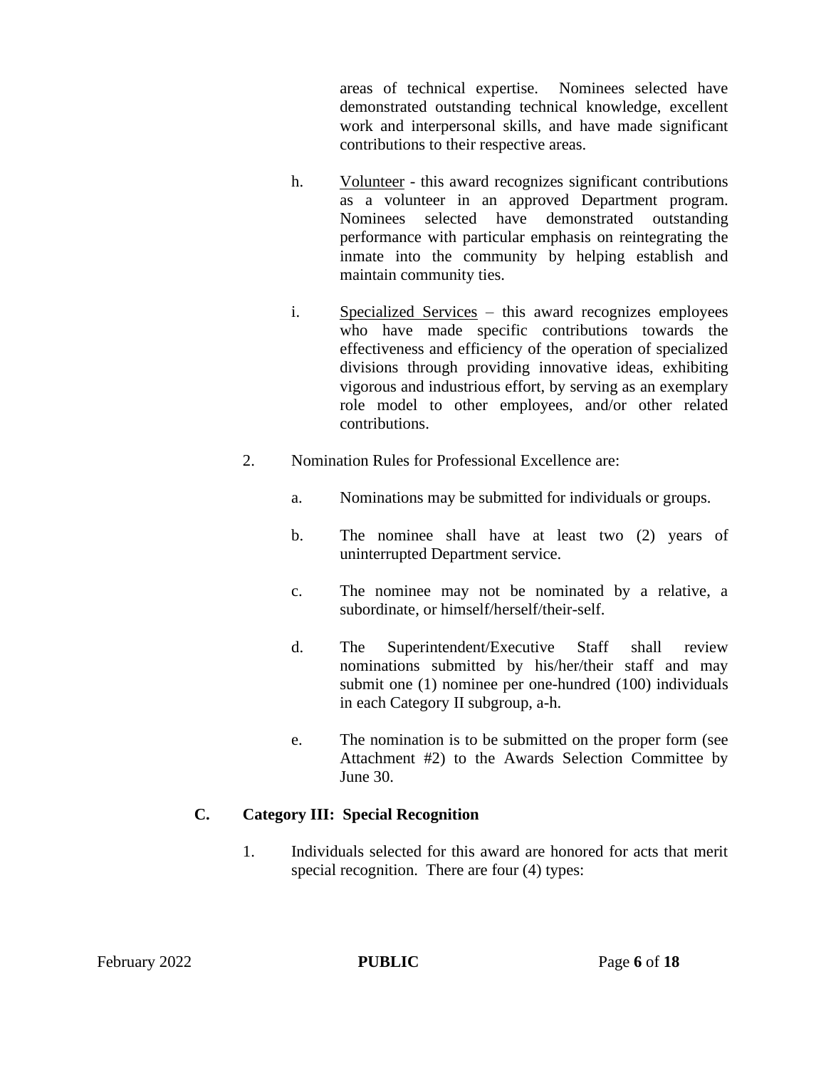areas of technical expertise. Nominees selected have demonstrated outstanding technical knowledge, excellent work and interpersonal skills, and have made significant contributions to their respective areas.

h. Volunteer - this award recognizes significant contributions as a volunteer in an approved Department program. Nominees selected have demonstrated outstanding performance with particular emphasis on reintegrating the inmate into the community by helping establish and maintain community ties.

i. Specialized Services – this award recognizes employees who have made specific contributions towards the effectiveness and efficiency of the operation of specialized divisions through providing innovative ideas, exhibiting vigorous and industrious effort, by serving as an exemplary role model to other employees, and/or other related contributions.

2. Nomination Rules for Professional Excellence are:

   a. Nominations may be submitted for individuals or groups.

   b. The nominee shall have at least two (2) years of uninterrupted Department service.

   c. The nominee may not be nominated by a relative, a subordinate, or himself/herself/their-self.

   d. The Superintendent/Executive Staff shall review nominations submitted by his/her/their staff and may submit one (1) nominee per one-hundred (100) individuals in each Category II subgroup, a-h.

   e. The nomination is to be submitted on the proper form (see Attachment #2) to the Awards Selection Committee by June 30.

**C. Category III: Special Recognition**

1. Individuals selected for this award are honored for acts that merit special recognition. There are four (4) types: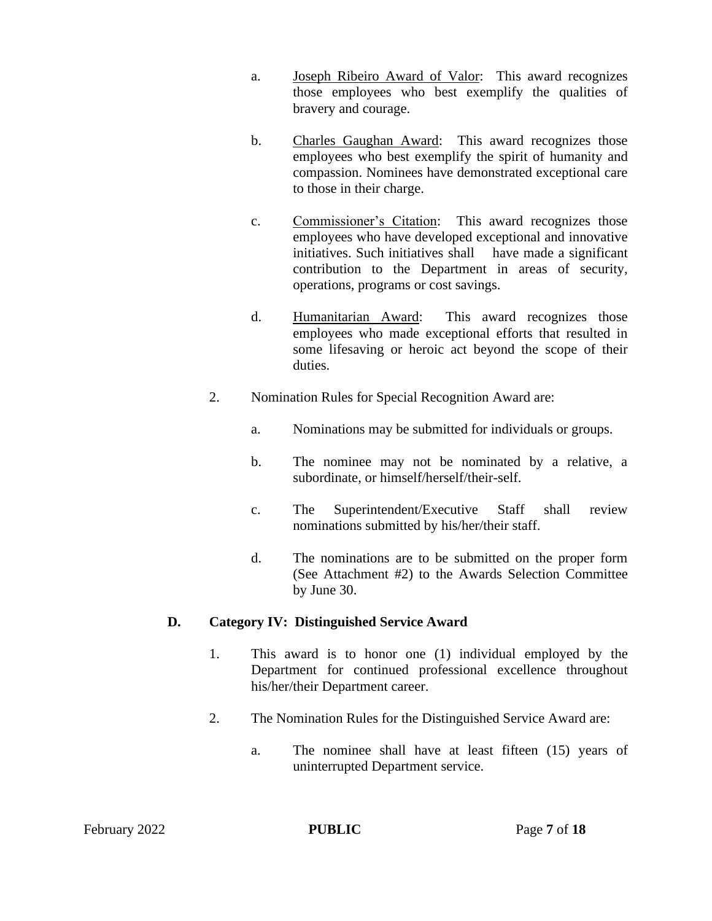a. Joseph Ribeiro Award of Valor: This award recognizes those employees who best exemplify the qualities of bravery and courage.

b. Charles Gaughan Award: This award recognizes those employees who best exemplify the spirit of humanity and compassion. Nominees have demonstrated exceptional care to those in their charge.

c. Commissioner's Citation: This award recognizes those employees who have developed exceptional and innovative initiatives. Such initiatives shall have made a significant contribution to the Department in areas of security, operations, programs or cost savings.

d. Humanitarian Award: This award recognizes those employees who made exceptional efforts that resulted in some lifesaving or heroic act beyond the scope of their duties.

2. Nomination Rules for Special Recognition Award are:

   a. Nominations may be submitted for individuals or groups.

   b. The nominee may not be nominated by a relative, a subordinate, or himself/herself/their-self.

   c. The Superintendent/Executive Staff shall review nominations submitted by his/her/their staff.

   d. The nominations are to be submitted on the proper form (See Attachment #2) to the Awards Selection Committee by June 30.

**D. Category IV: Distinguished Service Award**

1. This award is to honor one (1) individual employed by the Department for continued professional excellence throughout his/her/their Department career.

2. The Nomination Rules for the Distinguished Service Award are:

   a. The nominee shall have at least fifteen (15) years of uninterrupted Department service.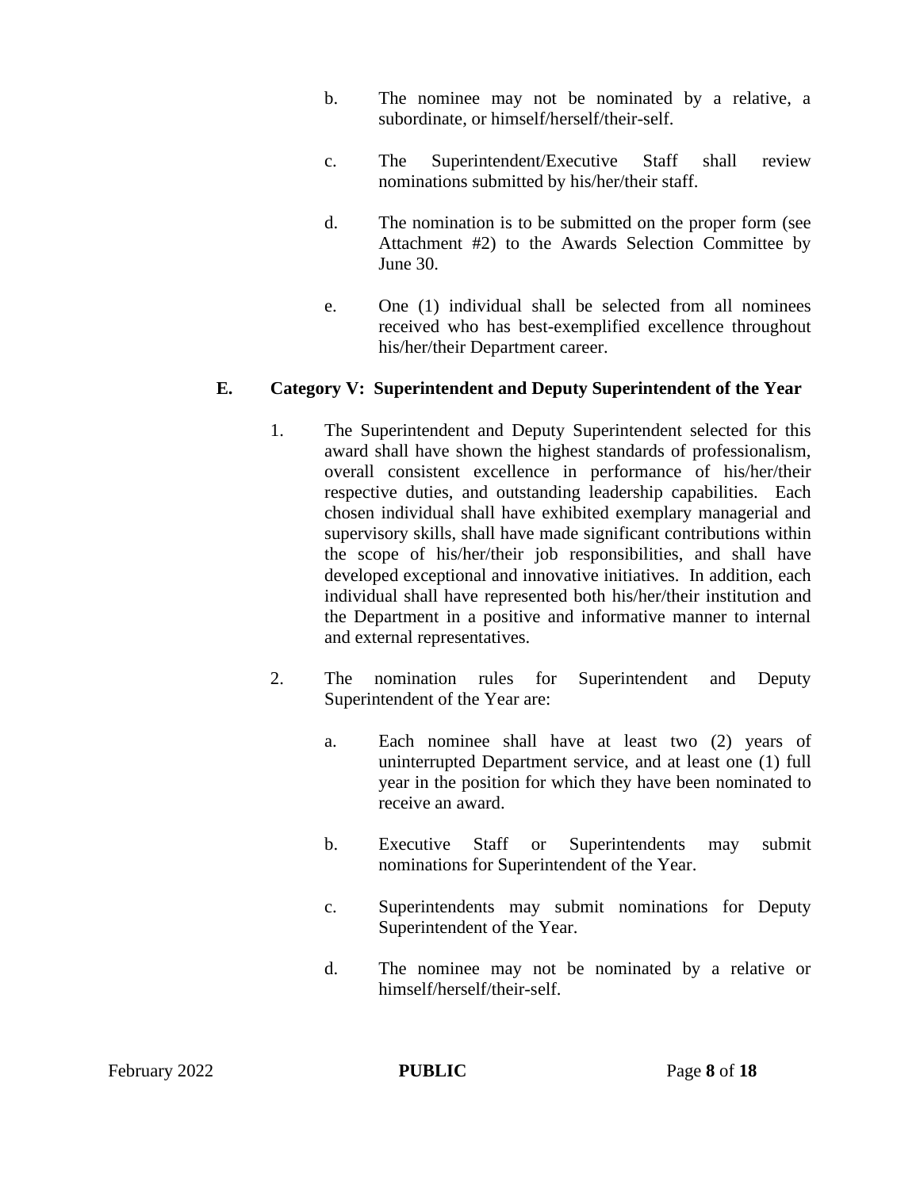b. The nominee may not be nominated by a relative, a subordinate, or himself/herself/their-self.

c. The Superintendent/Executive Staff shall review nominations submitted by his/her/their staff.

d. The nomination is to be submitted on the proper form (see Attachment #2) to the Awards Selection Committee by June 30.

e. One (1) individual shall be selected from all nominees received who has best-exemplified excellence throughout his/her/their Department career.

## E. Category V: Superintendent and Deputy Superintendent of the Year

1. The Superintendent and Deputy Superintendent selected for this award shall have shown the highest standards of professionalism, overall consistent excellence in performance of his/her/their respective duties, and outstanding leadership capabilities. Each chosen individual shall have exhibited exemplary managerial and supervisory skills, shall have made significant contributions within the scope of his/her/their job responsibilities, and shall have developed exceptional and innovative initiatives. In addition, each individual shall have represented both his/her/their institution and the Department in a positive and informative manner to internal and external representatives.

2. The nomination rules for Superintendent and Deputy Superintendent of the Year are:

   a. Each nominee shall have at least two (2) years of uninterrupted Department service, and at least one (1) full year in the position for which they have been nominated to receive an award.

   b. Executive Staff or Superintendents may submit nominations for Superintendent of the Year.

   c. Superintendents may submit nominations for Deputy Superintendent of the Year.

   d. The nominee may not be nominated by a relative or himself/herself/their-self.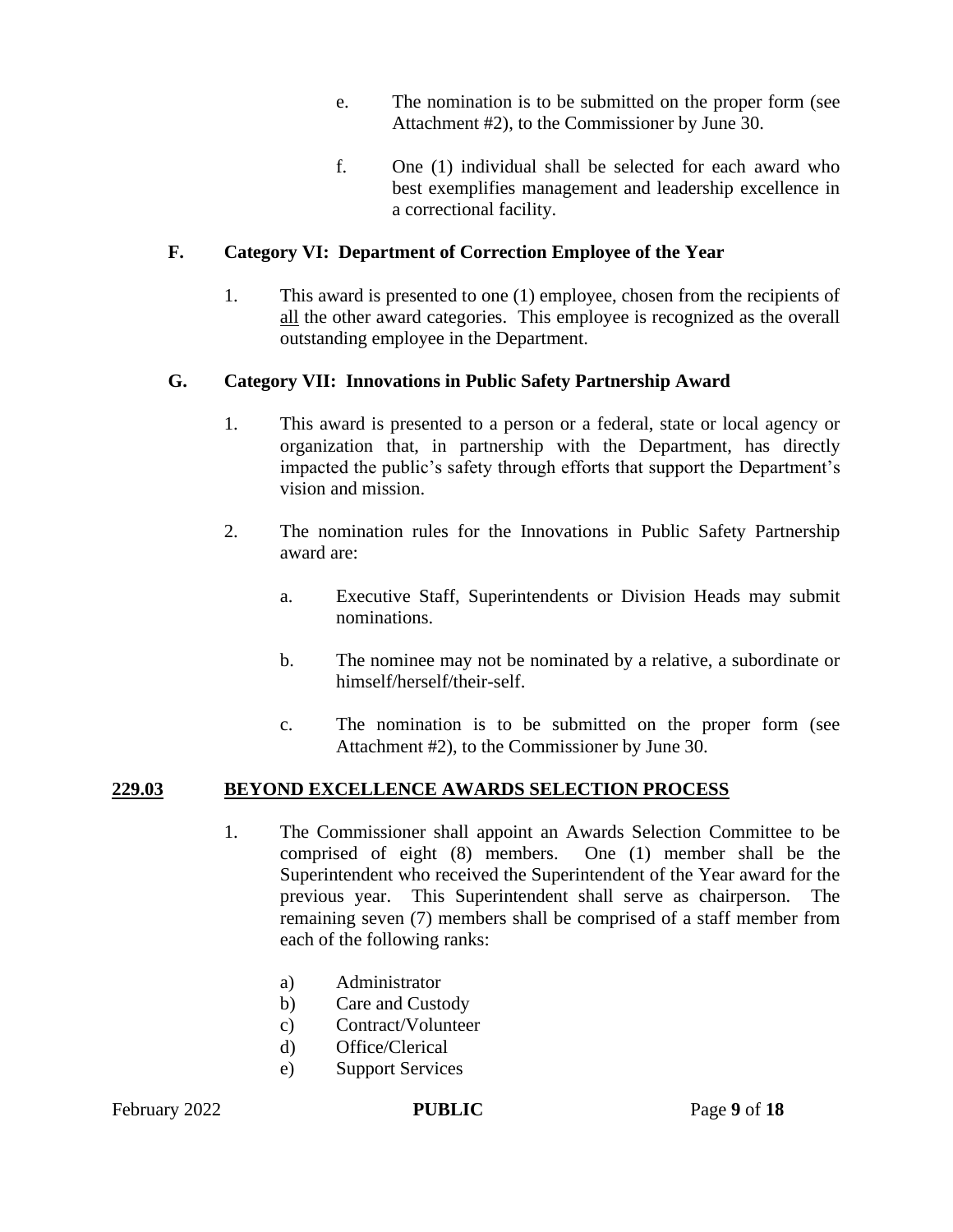e. The nomination is to be submitted on the proper form (see Attachment #2), to the Commissioner by June 30.

f. One (1) individual shall be selected for each award who best exemplifies management and leadership excellence in a correctional facility.

### F. Category VI: Department of Correction Employee of the Year

1. This award is presented to one (1) employee, chosen from the recipients of <u>all</u> the other award categories. This employee is recognized as the overall outstanding employee in the Department.

### G. Category VII: Innovations in Public Safety Partnership Award

1. This award is presented to a person or a federal, state or local agency or organization that, in partnership with the Department, has directly impacted the public's safety through efforts that support the Department's vision and mission.

2. The nomination rules for the Innovations in Public Safety Partnership award are:

   a. Executive Staff, Superintendents or Division Heads may submit nominations.

   b. The nominee may not be nominated by a relative, a subordinate or himself/herself/their-self.

   c. The nomination is to be submitted on the proper form (see Attachment #2), to the Commissioner by June 30.

## 229.03 BEYOND EXCELLENCE AWARDS SELECTION PROCESS

1. The Commissioner shall appoint an Awards Selection Committee to be comprised of eight (8) members. One (1) member shall be the Superintendent who received the Superintendent of the Year award for the previous year. This Superintendent shall serve as chairperson. The remaining seven (7) members shall be comprised of a staff member from each of the following ranks:

   a) Administrator
   b) Care and Custody
   c) Contract/Volunteer
   d) Office/Clerical
   e) Support Services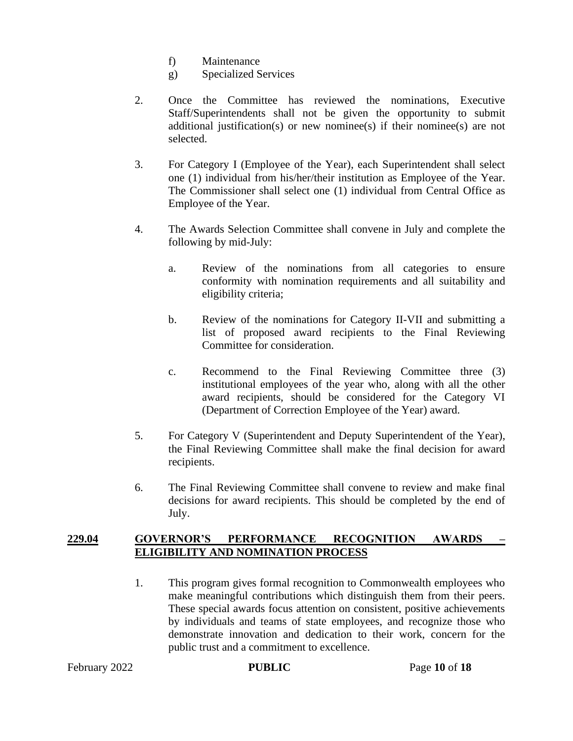f) Maintenance
g) Specialized Services

2. Once the Committee has reviewed the nominations, Executive Staff/Superintendents shall not be given the opportunity to submit additional justification(s) or new nominee(s) if their nominee(s) are not selected.

3. For Category I (Employee of the Year), each Superintendent shall select one (1) individual from his/her/their institution as Employee of the Year. The Commissioner shall select one (1) individual from Central Office as Employee of the Year.

4. The Awards Selection Committee shall convene in July and complete the following by mid-July:

   a. Review of the nominations from all categories to ensure conformity with nomination requirements and all suitability and eligibility criteria;

   b. Review of the nominations for Category II-VII and submitting a list of proposed award recipients to the Final Reviewing Committee for consideration.

   c. Recommend to the Final Reviewing Committee three (3) institutional employees of the year who, along with all the other award recipients, should be considered for the Category VI (Department of Correction Employee of the Year) award.

5. For Category V (Superintendent and Deputy Superintendent of the Year), the Final Reviewing Committee shall make the final decision for award recipients.

6. The Final Reviewing Committee shall convene to review and make final decisions for award recipients. This should be completed by the end of July.

## 229.04 GOVERNOR'S PERFORMANCE RECOGNITION AWARDS – ELIGIBILITY AND NOMINATION PROCESS

1. This program gives formal recognition to Commonwealth employees who make meaningful contributions which distinguish them from their peers. These special awards focus attention on consistent, positive achievements by individuals and teams of state employees, and recognize those who demonstrate innovation and dedication to their work, concern for the public trust and a commitment to excellence.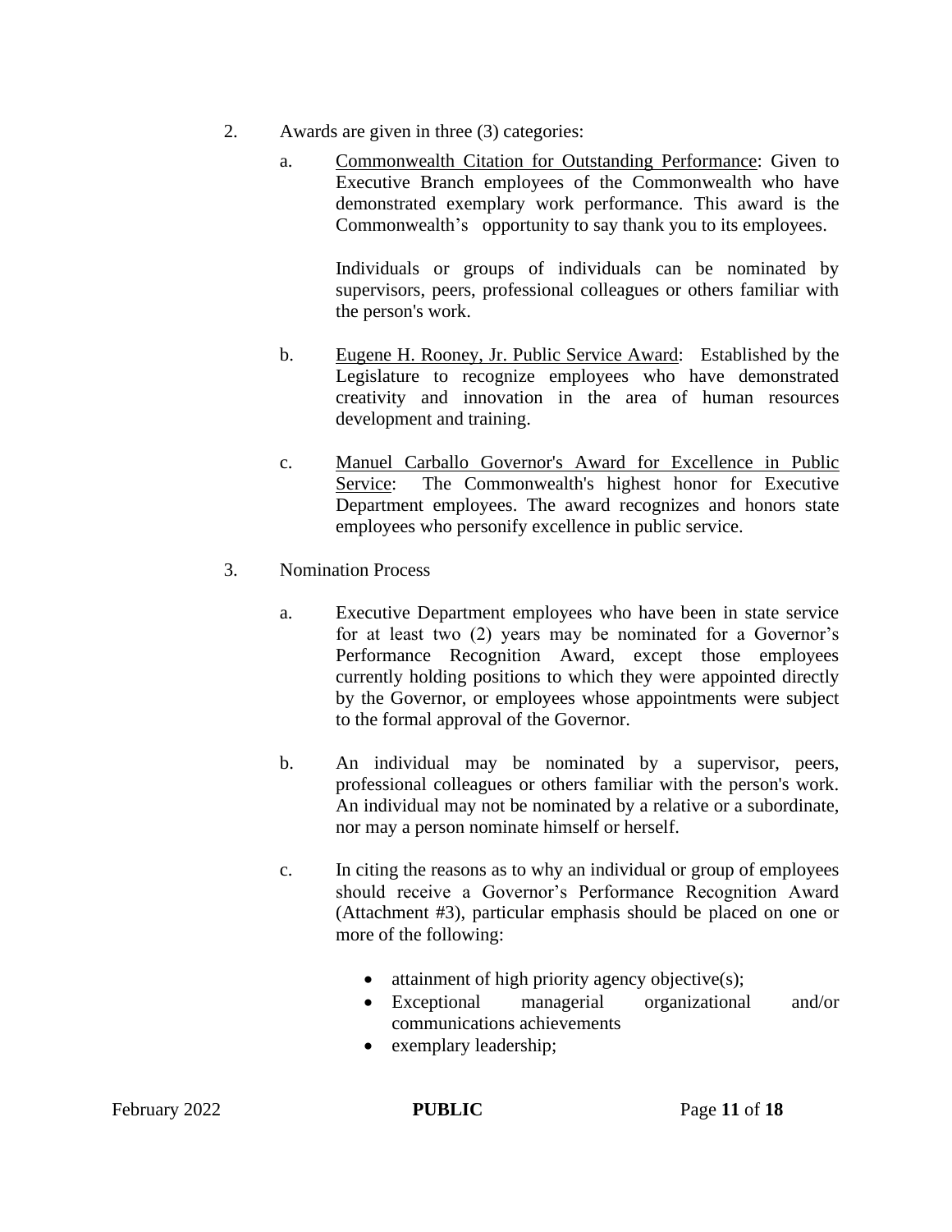2. Awards are given in three (3) categories:

   a. <u>Commonwealth Citation for Outstanding Performance</u>: Given to Executive Branch employees of the Commonwealth who have demonstrated exemplary work performance. This award is the Commonwealth's opportunity to say thank you to its employees.

      Individuals or groups of individuals can be nominated by supervisors, peers, professional colleagues or others familiar with the person's work.

   b. <u>Eugene H. Rooney, Jr. Public Service Award</u>: Established by the Legislature to recognize employees who have demonstrated creativity and innovation in the area of human resources development and training.

   c. <u>Manuel Carballo Governor's Award for Excellence in Public Service</u>: The Commonwealth's highest honor for Executive Department employees. The award recognizes and honors state employees who personify excellence in public service.

3. Nomination Process

   a. Executive Department employees who have been in state service for at least two (2) years may be nominated for a Governor's Performance Recognition Award, except those employees currently holding positions to which they were appointed directly by the Governor, or employees whose appointments were subject to the formal approval of the Governor.

   b. An individual may be nominated by a supervisor, peers, professional colleagues or others familiar with the person's work. An individual may not be nominated by a relative or a subordinate, nor may a person nominate himself or herself.

   c. In citing the reasons as to why an individual or group of employees should receive a Governor's Performance Recognition Award (Attachment #3), particular emphasis should be placed on one or more of the following:

      - attainment of high priority agency objective(s);
      - Exceptional managerial organizational and/or communications achievements
      - exemplary leadership;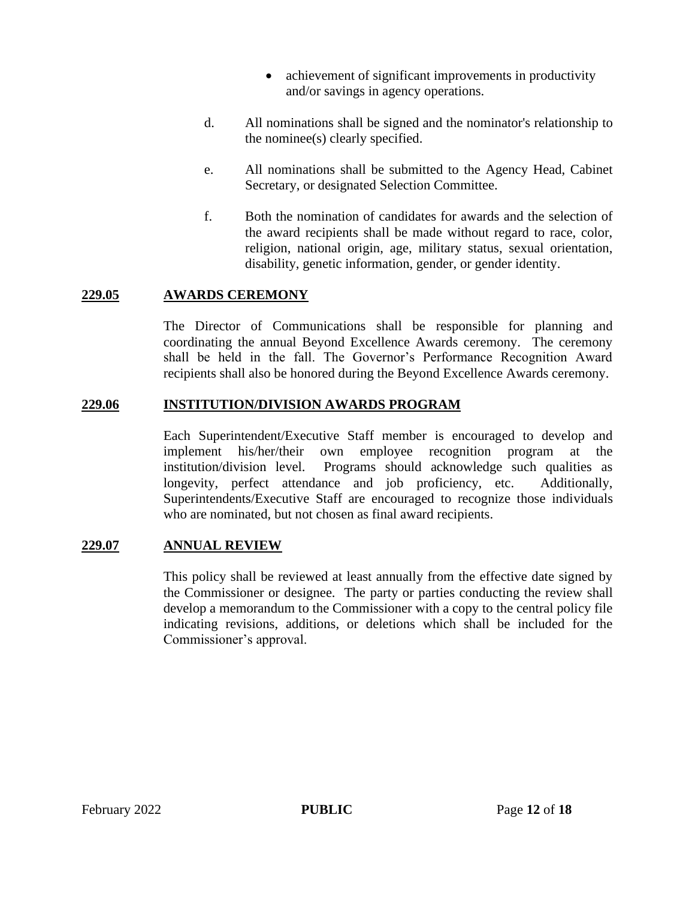- achievement of significant improvements in productivity and/or savings in agency operations.

d. All nominations shall be signed and the nominator's relationship to the nominee(s) clearly specified.

e. All nominations shall be submitted to the Agency Head, Cabinet Secretary, or designated Selection Committee.

f. Both the nomination of candidates for awards and the selection of the award recipients shall be made without regard to race, color, religion, national origin, age, military status, sexual orientation, disability, genetic information, gender, or gender identity.

## 229.05 AWARDS CEREMONY

The Director of Communications shall be responsible for planning and coordinating the annual Beyond Excellence Awards ceremony. The ceremony shall be held in the fall. The Governor's Performance Recognition Award recipients shall also be honored during the Beyond Excellence Awards ceremony.

## 229.06 INSTITUTION/DIVISION AWARDS PROGRAM

Each Superintendent/Executive Staff member is encouraged to develop and implement his/her/their own employee recognition program at the institution/division level. Programs should acknowledge such qualities as longevity, perfect attendance and job proficiency, etc. Additionally, Superintendents/Executive Staff are encouraged to recognize those individuals who are nominated, but not chosen as final award recipients.

## 229.07 ANNUAL REVIEW

This policy shall be reviewed at least annually from the effective date signed by the Commissioner or designee. The party or parties conducting the review shall develop a memorandum to the Commissioner with a copy to the central policy file indicating revisions, additions, or deletions which shall be included for the Commissioner's approval.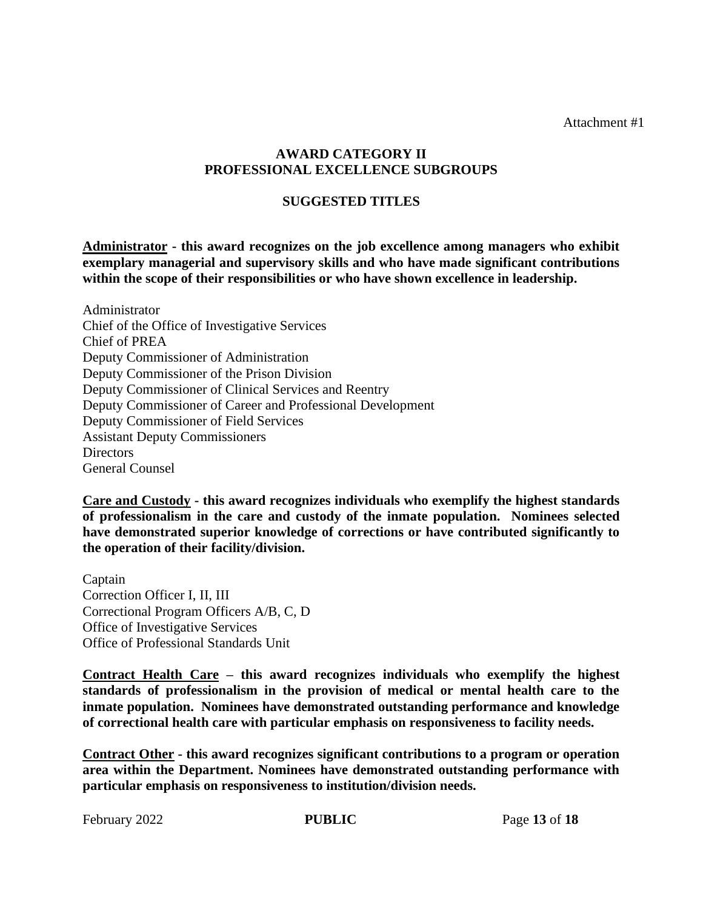Attachment #1

## AWARD CATEGORY II
## PROFESSIONAL EXCELLENCE SUBGROUPS

### SUGGESTED TITLES

**Administrator - this award recognizes on the job excellence among managers who exhibit exemplary managerial and supervisory skills and who have made significant contributions within the scope of their responsibilities or who have shown excellence in leadership.**

Administrator
Chief of the Office of Investigative Services
Chief of PREA
Deputy Commissioner of Administration
Deputy Commissioner of the Prison Division
Deputy Commissioner of Clinical Services and Reentry
Deputy Commissioner of Career and Professional Development
Deputy Commissioner of Field Services
Assistant Deputy Commissioners
Directors
General Counsel

**Care and Custody - this award recognizes individuals who exemplify the highest standards of professionalism in the care and custody of the inmate population. Nominees selected have demonstrated superior knowledge of corrections or have contributed significantly to the operation of their facility/division.**

Captain
Correction Officer I, II, III
Correctional Program Officers A/B, C, D
Office of Investigative Services
Office of Professional Standards Unit

**Contract Health Care – this award recognizes individuals who exemplify the highest standards of professionalism in the provision of medical or mental health care to the inmate population. Nominees have demonstrated outstanding performance and knowledge of correctional health care with particular emphasis on responsiveness to facility needs.**

**Contract Other - this award recognizes significant contributions to a program or operation area within the Department. Nominees have demonstrated outstanding performance with particular emphasis on responsiveness to institution/division needs.**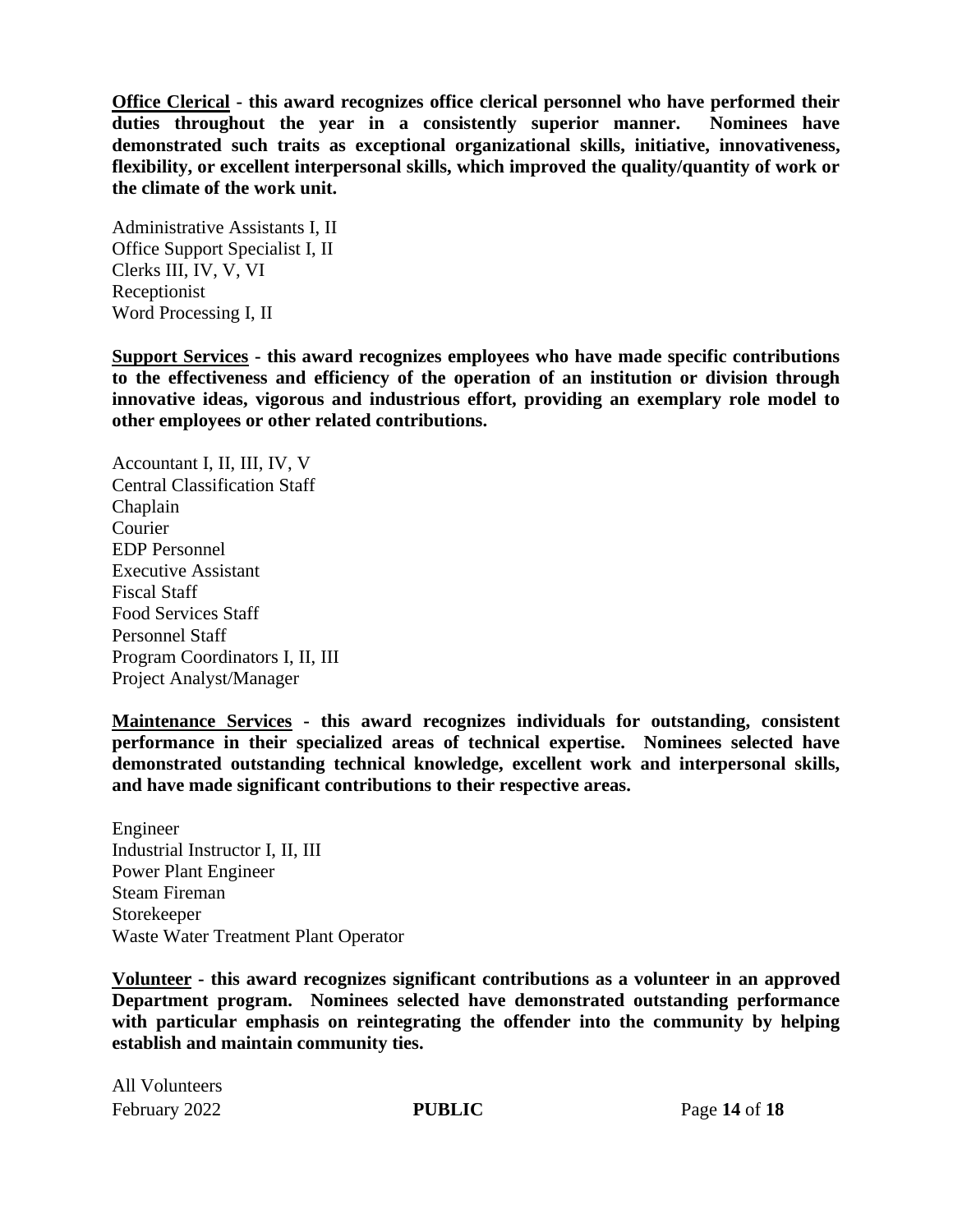**<u>Office Clerical</u> - this award recognizes office clerical personnel who have performed their duties throughout the year in a consistently superior manner. Nominees have demonstrated such traits as exceptional organizational skills, initiative, innovativeness, flexibility, or excellent interpersonal skills, which improved the quality/quantity of work or the climate of the work unit.**

Administrative Assistants I, II
Office Support Specialist I, II
Clerks III, IV, V, VI
Receptionist
Word Processing I, II

**<u>Support Services</u> - this award recognizes employees who have made specific contributions to the effectiveness and efficiency of the operation of an institution or division through innovative ideas, vigorous and industrious effort, providing an exemplary role model to other employees or other related contributions.**

Accountant I, II, III, IV, V
Central Classification Staff
Chaplain
Courier
EDP Personnel
Executive Assistant
Fiscal Staff
Food Services Staff
Personnel Staff
Program Coordinators I, II, III
Project Analyst/Manager

**<u>Maintenance Services</u> - this award recognizes individuals for outstanding, consistent performance in their specialized areas of technical expertise. Nominees selected have demonstrated outstanding technical knowledge, excellent work and interpersonal skills, and have made significant contributions to their respective areas.**

Engineer
Industrial Instructor I, II, III
Power Plant Engineer
Steam Fireman
Storekeeper
Waste Water Treatment Plant Operator

**<u>Volunteer</u> - this award recognizes significant contributions as a volunteer in an approved Department program. Nominees selected have demonstrated outstanding performance with particular emphasis on reintegrating the offender into the community by helping establish and maintain community ties.**

All Volunteers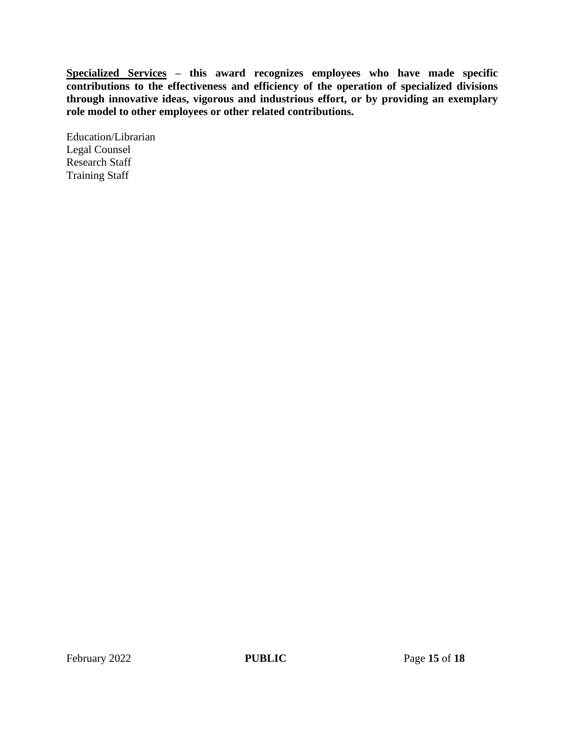**<u>Specialized Services</u> – this award recognizes employees who have made specific contributions to the effectiveness and efficiency of the operation of specialized divisions through innovative ideas, vigorous and industrious effort, or by providing an exemplary role model to other employees or other related contributions.**

Education/Librarian
Legal Counsel
Research Staff
Training Staff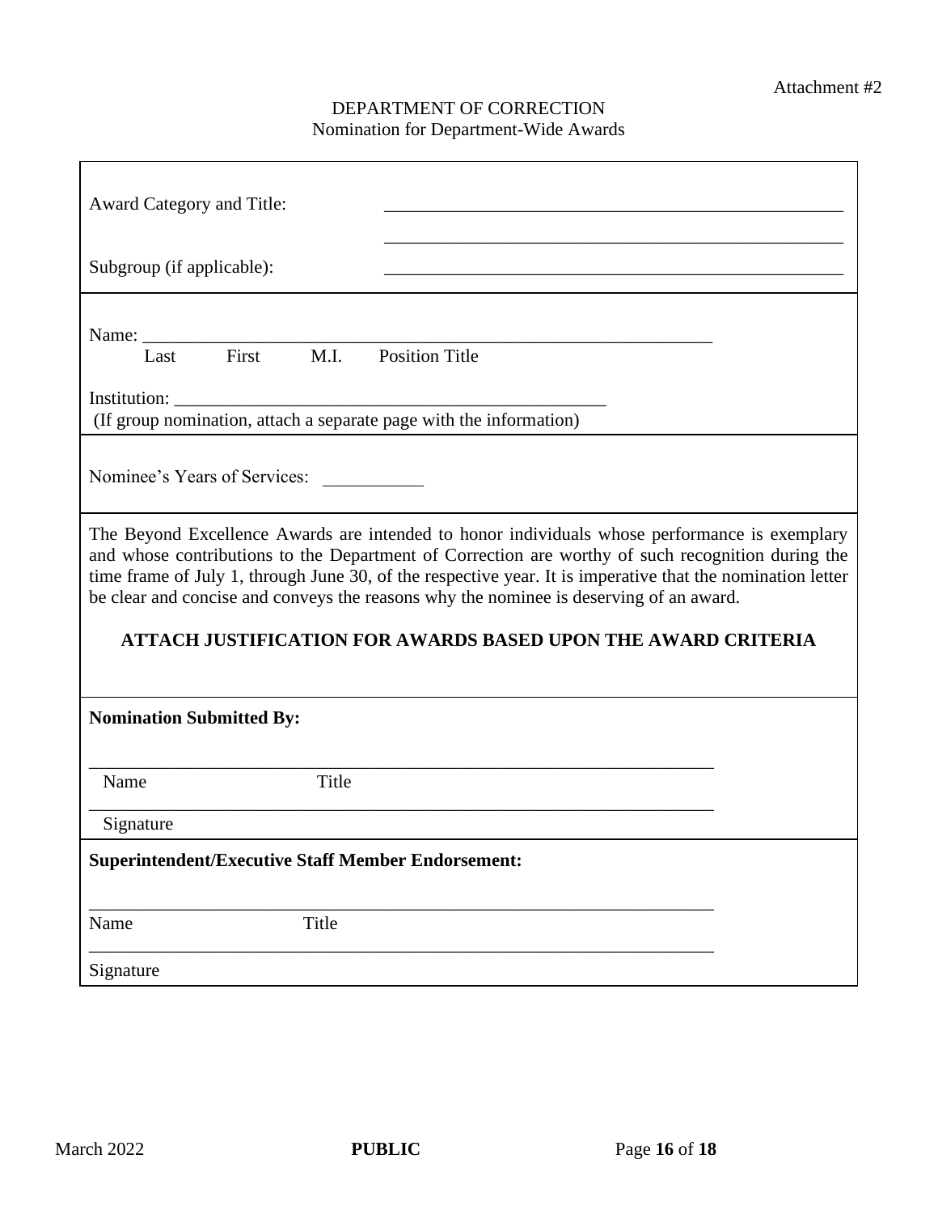Attachment #2

DEPARTMENT OF CORRECTION
Nomination for Department-Wide Awards

Award Category and Title: ____________________________________________________

____________________________________________________

Subgroup (if applicable): ____________________________________________________

Name: ____________________________________________________________________
Last First M.I. Position Title

Institution: ________________________________________________
(If group nomination, attach a separate page with the information)

Nominee's Years of Services: ___________

The Beyond Excellence Awards are intended to honor individuals whose performance is exemplary and whose contributions to the Department of Correction are worthy of such recognition during the time frame of July 1, through June 30, of the respective year. It is imperative that the nomination letter be clear and concise and conveys the reasons why the nominee is deserving of an award.

**ATTACH JUSTIFICATION FOR AWARDS BASED UPON THE AWARD CRITERIA**

**Nomination Submitted By:**

______________________________________________________________________
Name Title

______________________________________________________________________
Signature

**Superintendent/Executive Staff Member Endorsement:**

______________________________________________________________________
Name Title

______________________________________________________________________
Signature

March 2022 **PUBLIC**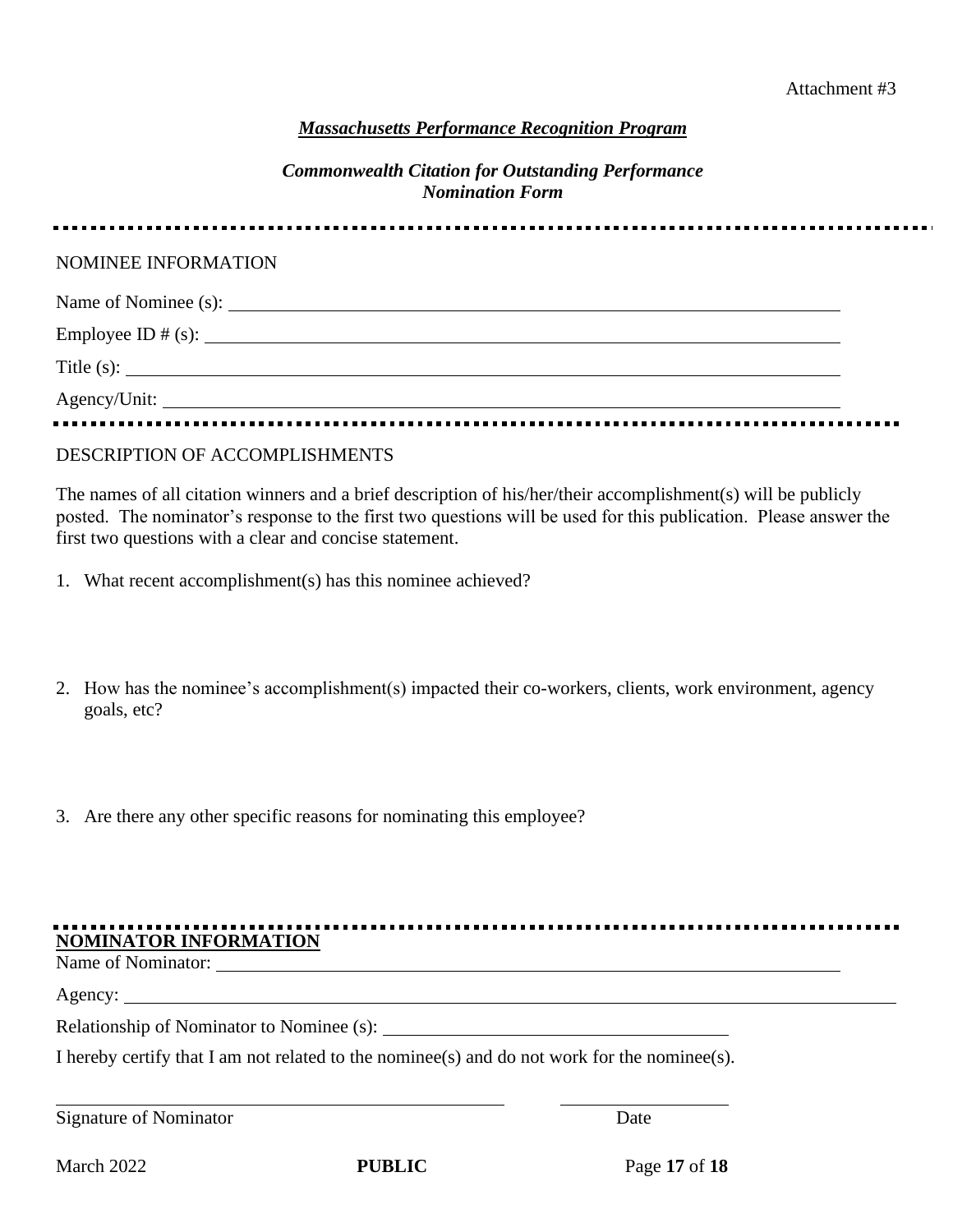Attachment #3

## ***Massachusetts Performance Recognition Program***

### *Commonwealth Citation for Outstanding Performance*
### *Nomination Form*

---

NOMINEE INFORMATION

Name of Nominee (s): ____________________________________________

Employee ID # (s): ____________________________________________

Title (s): ____________________________________________

Agency/Unit: ____________________________________________

---

DESCRIPTION OF ACCOMPLISHMENTS

The names of all citation winners and a brief description of his/her/their accomplishment(s) will be publicly posted. The nominator's response to the first two questions will be used for this publication. Please answer the first two questions with a clear and concise statement.

1. What recent accomplishment(s) has this nominee achieved?

2. How has the nominee's accomplishment(s) impacted their co-workers, clients, work environment, agency goals, etc?

3. Are there any other specific reasons for nominating this employee?

---

**NOMINATOR INFORMATION**

Name of Nominator: ____________________________________________

Agency: ____________________________________________

Relationship of Nominator to Nominee (s): ______________________________

I hereby certify that I am not related to the nominee(s) and do not work for the nominee(s).

______________________________________ ____________________

Signature of Nominator Date

March 2022 **PUBLIC**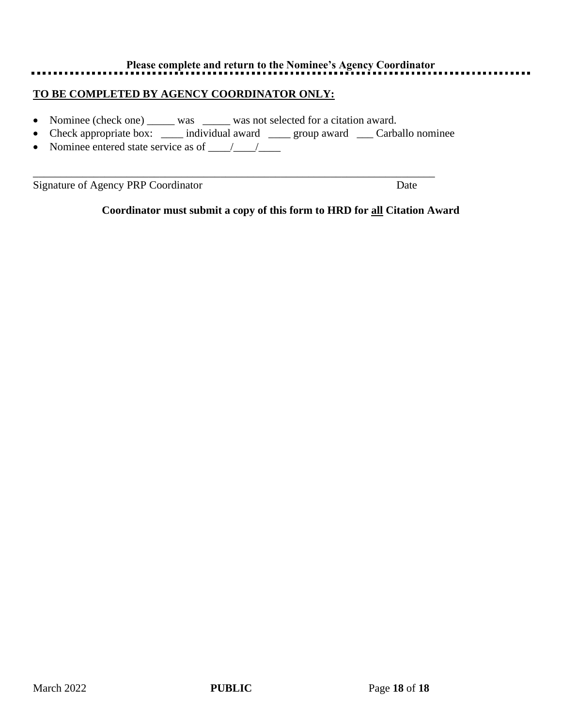**Please complete and return to the Nominee's Agency Coordinator**

---

**TO BE COMPLETED BY AGENCY COORDINATOR ONLY:**

- Nominee (check one) _____ was _____ was not selected for a citation award.
- Check appropriate box: ____ individual award ____ group award ___ Carballo nominee
- Nominee entered state service as of ____/____/____

_____________________________________________________________________________

Signature of Agency PRP Coordinator                                        Date

**Coordinator must submit a copy of this form to HRD for all Citation Award**